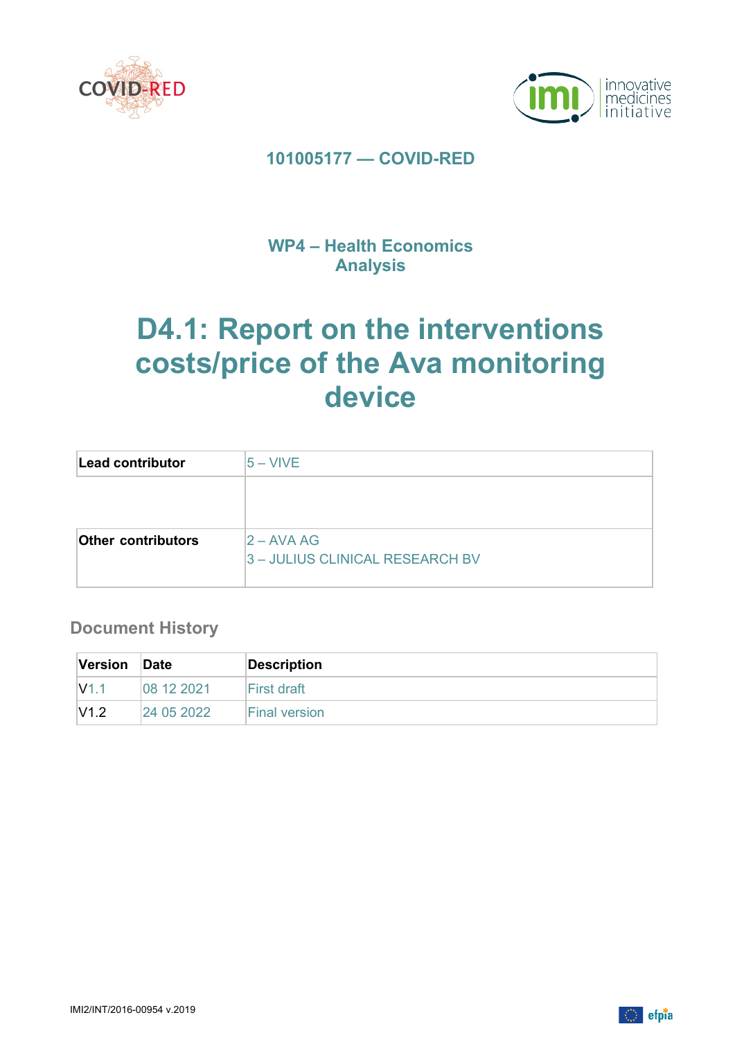**101005177 — COVID-RED**

## WP4 – Health Economics Analysis

# D4.1: Report on the interventions costs/price of the Ava monitoring device

| Lead contributor | 5 – VIVE |
|---|---|
| | |
| Other contributors | 2 – AVA AG<br>3 – JULIUS CLINICAL RESEARCH BV |

### Document History

| Version | Date | Description |
|---|---|---|
| V1.1 | 08 12 2021 | First draft |
| V1.2 | 24 05 2022 | Final version |

IMI2/INT/2016-00954 v.2019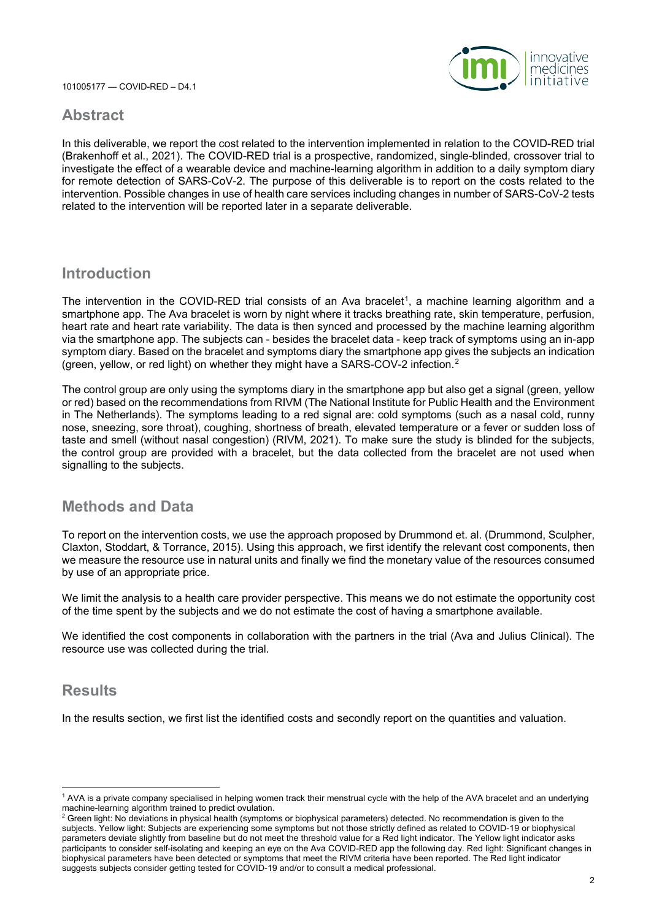## Abstract

In this deliverable, we report the cost related to the intervention implemented in relation to the COVID-RED trial (Brakenhoff et al., 2021). The COVID-RED trial is a prospective, randomized, single-blinded, crossover trial to investigate the effect of a wearable device and machine-learning algorithm in addition to a daily symptom diary for remote detection of SARS-CoV-2. The purpose of this deliverable is to report on the costs related to the intervention. Possible changes in use of health care services including changes in number of SARS-CoV-2 tests related to the intervention will be reported later in a separate deliverable.

## Introduction

The intervention in the COVID-RED trial consists of an Ava bracelet[1], a machine learning algorithm and a smartphone app. The Ava bracelet is worn by night where it tracks breathing rate, skin temperature, perfusion, heart rate and heart rate variability. The data is then synced and processed by the machine learning algorithm via the smartphone app. The subjects can - besides the bracelet data - keep track of symptoms using an in-app symptom diary. Based on the bracelet and symptoms diary the smartphone app gives the subjects an indication (green, yellow, or red light) on whether they might have a SARS-COV-2 infection.[2]

The control group are only using the symptoms diary in the smartphone app but also get a signal (green, yellow or red) based on the recommendations from RIVM (The National Institute for Public Health and the Environment in The Netherlands). The symptoms leading to a red signal are: cold symptoms (such as a nasal cold, runny nose, sneezing, sore throat), coughing, shortness of breath, elevated temperature or a fever or sudden loss of taste and smell (without nasal congestion) (RIVM, 2021). To make sure the study is blinded for the subjects, the control group are provided with a bracelet, but the data collected from the bracelet are not used when signalling to the subjects.

## Methods and Data

To report on the intervention costs, we use the approach proposed by Drummond et. al. (Drummond, Sculpher, Claxton, Stoddart, & Torrance, 2015). Using this approach, we first identify the relevant cost components, then we measure the resource use in natural units and finally we find the monetary value of the resources consumed by use of an appropriate price.

We limit the analysis to a health care provider perspective. This means we do not estimate the opportunity cost of the time spent by the subjects and we do not estimate the cost of having a smartphone available.

We identified the cost components in collaboration with the partners in the trial (Ava and Julius Clinical). The resource use was collected during the trial.

## Results

In the results section, we first list the identified costs and secondly report on the quantities and valuation.

---

[1] AVA is a private company specialised in helping women track their menstrual cycle with the help of the AVA bracelet and an underlying machine-learning algorithm trained to predict ovulation.

[2] Green light: No deviations in physical health (symptoms or biophysical parameters) detected. No recommendation is given to the subjects. Yellow light: Subjects are experiencing some symptoms but not those strictly defined as related to COVID-19 or biophysical parameters deviate slightly from baseline but do not meet the threshold value for a Red light indicator. The Yellow light indicator asks participants to consider self-isolating and keeping an eye on the Ava COVID-RED app the following day. Red light: Significant changes in biophysical parameters have been detected or symptoms that meet the RIVM criteria have been reported. The Red light indicator suggests subjects consider getting tested for COVID-19 and/or to consult a medical professional.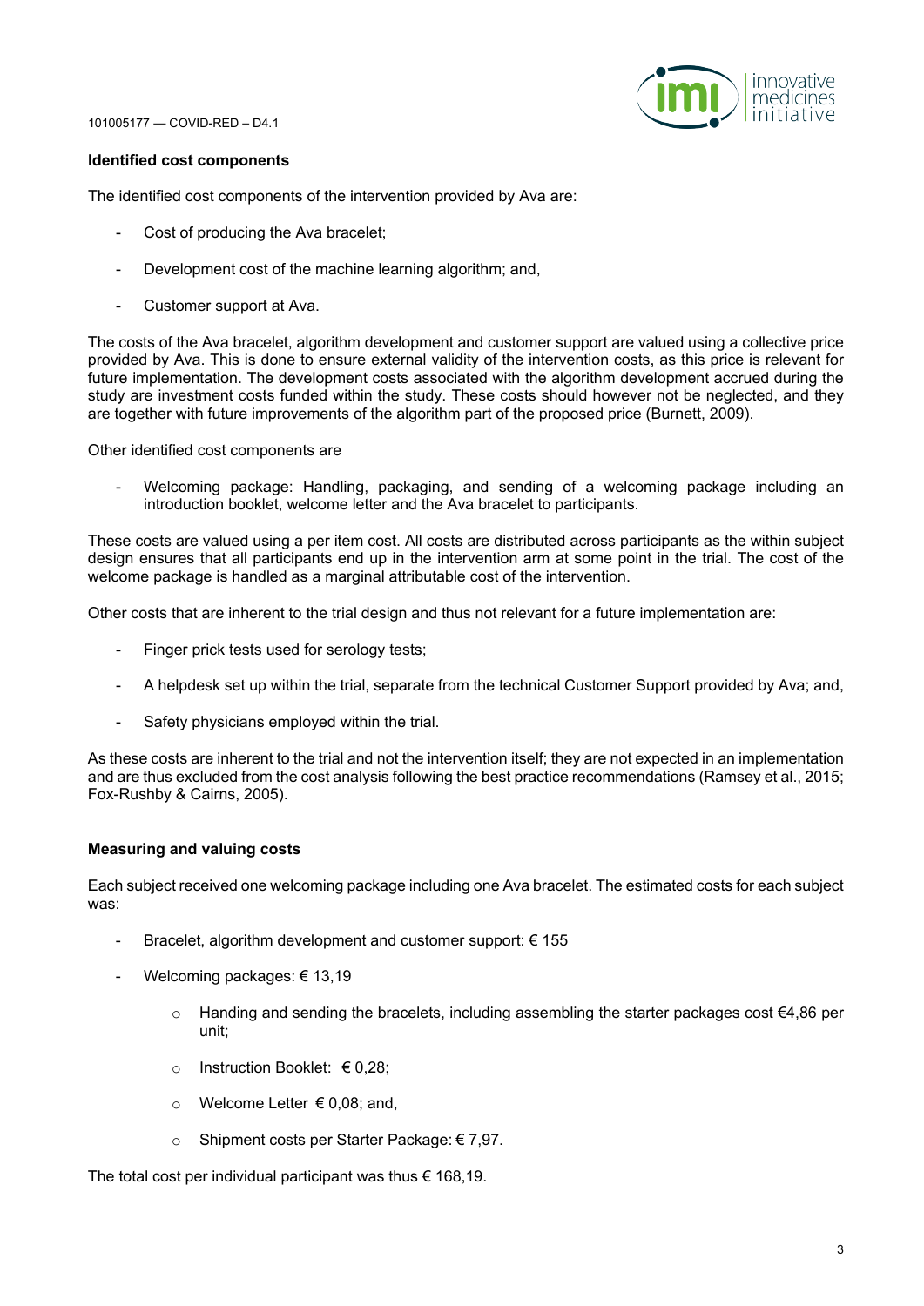**Identified cost components**

The identified cost components of the intervention provided by Ava are:

- Cost of producing the Ava bracelet;
- Development cost of the machine learning algorithm; and,
- Customer support at Ava.

The costs of the Ava bracelet, algorithm development and customer support are valued using a collective price provided by Ava. This is done to ensure external validity of the intervention costs, as this price is relevant for future implementation. The development costs associated with the algorithm development accrued during the study are investment costs funded within the study. These costs should however not be neglected, and they are together with future improvements of the algorithm part of the proposed price (Burnett, 2009).

Other identified cost components are

- Welcoming package: Handling, packaging, and sending of a welcoming package including an introduction booklet, welcome letter and the Ava bracelet to participants.

These costs are valued using a per item cost. All costs are distributed across participants as the within subject design ensures that all participants end up in the intervention arm at some point in the trial. The cost of the welcome package is handled as a marginal attributable cost of the intervention.

Other costs that are inherent to the trial design and thus not relevant for a future implementation are:

- Finger prick tests used for serology tests;
- A helpdesk set up within the trial, separate from the technical Customer Support provided by Ava; and,
- Safety physicians employed within the trial.

As these costs are inherent to the trial and not the intervention itself; they are not expected in an implementation and are thus excluded from the cost analysis following the best practice recommendations (Ramsey et al., 2015; Fox-Rushby & Cairns, 2005).

**Measuring and valuing costs**

Each subject received one welcoming package including one Ava bracelet. The estimated costs for each subject was:

- Bracelet, algorithm development and customer support: € 155
- Welcoming packages: € 13,19
  - Handing and sending the bracelets, including assembling the starter packages cost €4,86 per unit;
  - Instruction Booklet: € 0,28;
  - Welcome Letter € 0,08; and,
  - Shipment costs per Starter Package: € 7,97.

The total cost per individual participant was thus € 168,19.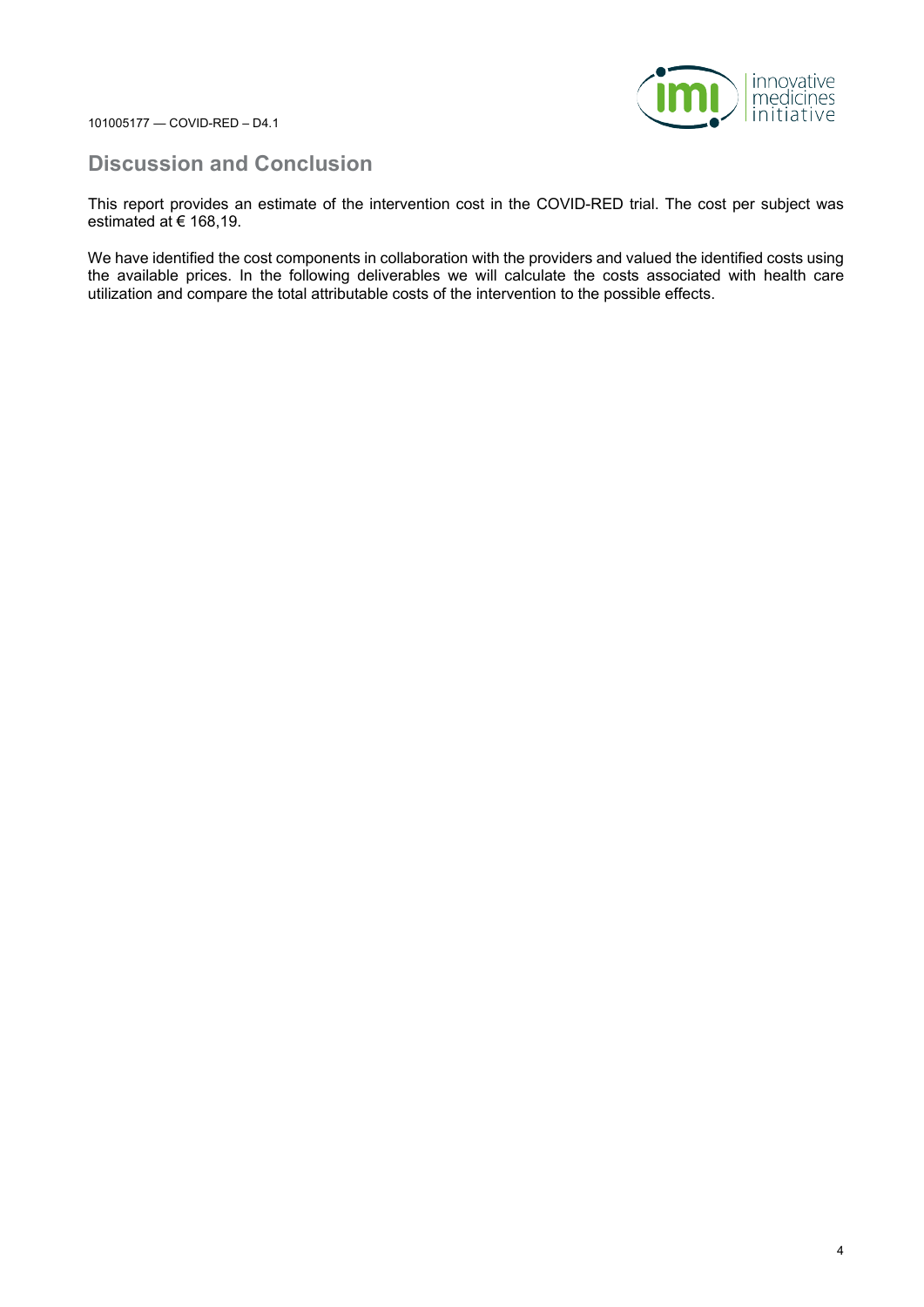## Discussion and Conclusion

This report provides an estimate of the intervention cost in the COVID-RED trial. The cost per subject was estimated at € 168,19.

We have identified the cost components in collaboration with the providers and valued the identified costs using the available prices. In the following deliverables we will calculate the costs associated with health care utilization and compare the total attributable costs of the intervention to the possible effects.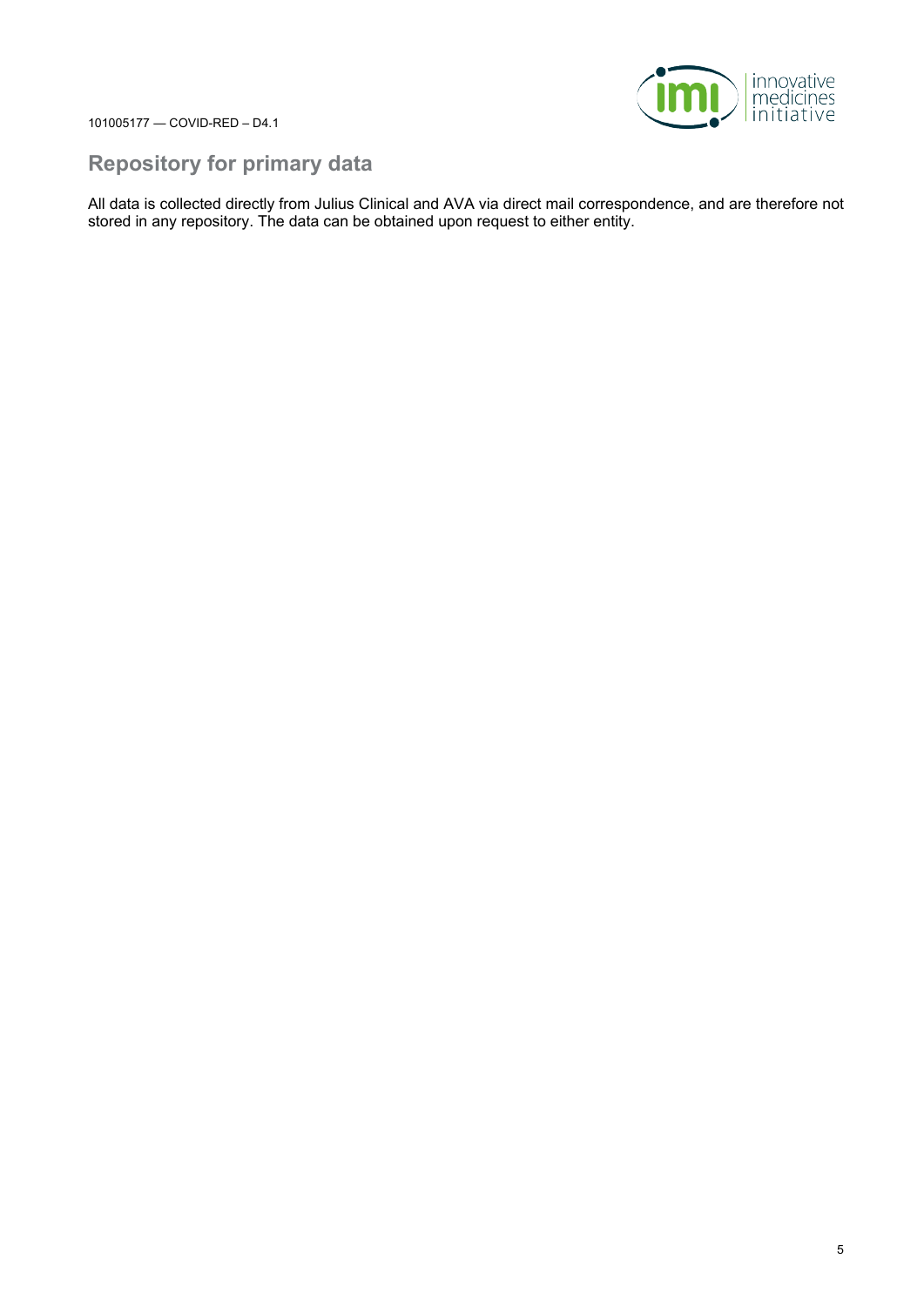## Repository for primary data

All data is collected directly from Julius Clinical and AVA via direct mail correspondence, and are therefore not stored in any repository. The data can be obtained upon request to either entity.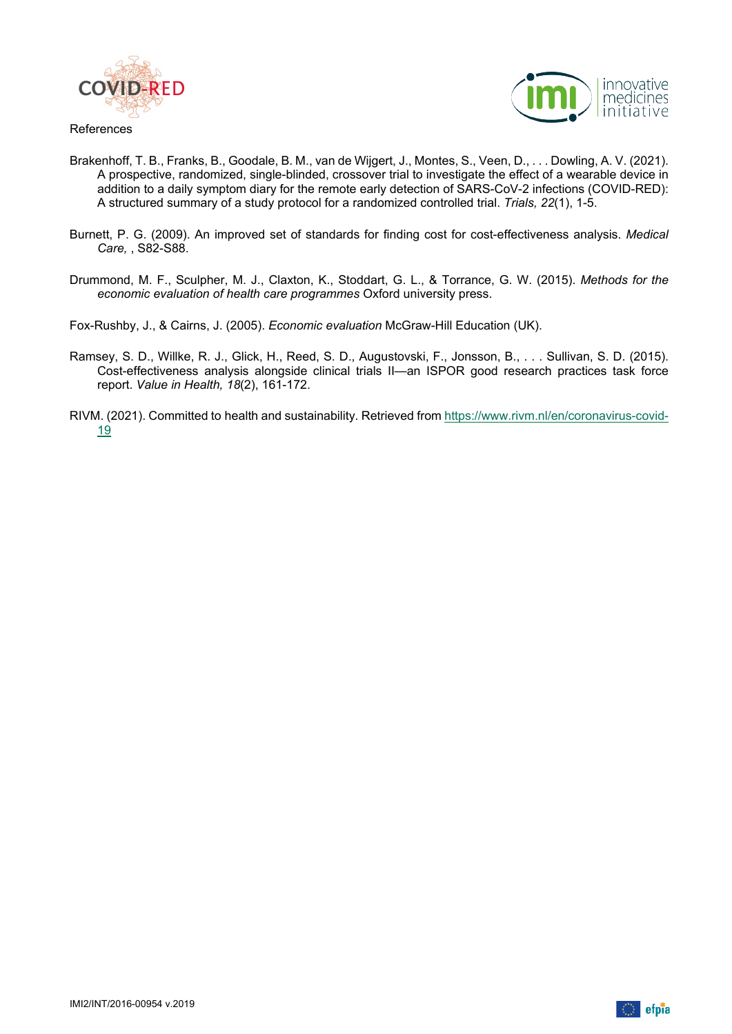References

Brakenhoff, T. B., Franks, B., Goodale, B. M., van de Wijgert, J., Montes, S., Veen, D., . . . Dowling, A. V. (2021). A prospective, randomized, single-blinded, crossover trial to investigate the effect of a wearable device in addition to a daily symptom diary for the remote early detection of SARS-CoV-2 infections (COVID-RED): A structured summary of a study protocol for a randomized controlled trial. *Trials, 22*(1), 1-5.

Burnett, P. G. (2009). An improved set of standards for finding cost for cost-effectiveness analysis. *Medical Care,* , S82-S88.

Drummond, M. F., Sculpher, M. J., Claxton, K., Stoddart, G. L., & Torrance, G. W. (2015). *Methods for the economic evaluation of health care programmes* Oxford university press.

Fox-Rushby, J., & Cairns, J. (2005). *Economic evaluation* McGraw-Hill Education (UK).

Ramsey, S. D., Willke, R. J., Glick, H., Reed, S. D., Augustovski, F., Jonsson, B., . . . Sullivan, S. D. (2015). Cost-effectiveness analysis alongside clinical trials II—an ISPOR good research practices task force report. *Value in Health, 18*(2), 161-172.

RIVM. (2021). Committed to health and sustainability. Retrieved from https://www.rivm.nl/en/coronavirus-covid-19